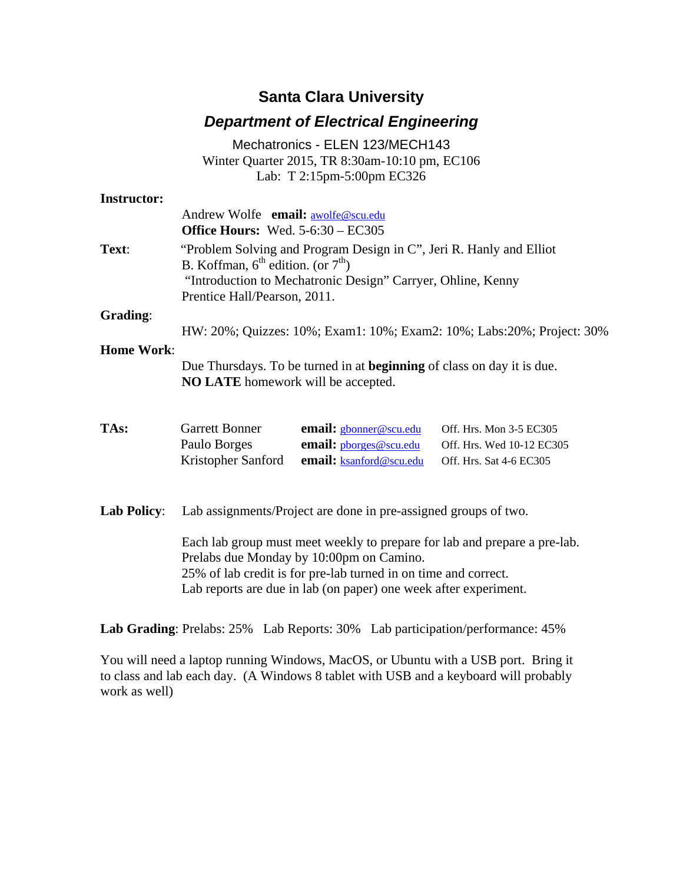# Santa Clara University

## *Department of Electrical Engineering*

Mechatronics - ELEN 123/MECH143
Winter Quarter 2015, TR 8:30am-10:10 pm, EC106
Lab: T 2:15pm-5:00pm EC326

**Instructor:**

Andrew Wolfe **email:** awolfe@scu.edu
**Office Hours:** Wed. 5-6:30 – EC305

**Text**: "Problem Solving and Program Design in C", Jeri R. Hanly and Elliot B. Koffman, 6th edition. (or 7th)
"Introduction to Mechatronic Design" Carryer, Ohline, Kenny
Prentice Hall/Pearson, 2011.

**Grading**:

HW: 20%; Quizzes: 10%; Exam1: 10%; Exam2: 10%; Labs:20%; Project: 30%

**Home Work**:

Due Thursdays. To be turned in at **beginning** of class on day it is due.
**NO LATE** homework will be accepted.

**TAs:**

| Name | Email | Office Hours |
|---|---|---|
| Garrett Bonner | **email:** gbonner@scu.edu | Off. Hrs. Mon 3-5 EC305 |
| Paulo Borges | **email:** pborges@scu.edu | Off. Hrs. Wed 10-12 EC305 |
| Kristopher Sanford | **email:** ksanford@scu.edu | Off. Hrs. Sat 4-6 EC305 |

**Lab Policy**: Lab assignments/Project are done in pre-assigned groups of two.

Each lab group must meet weekly to prepare for lab and prepare a pre-lab.
Prelabs due Monday by 10:00pm on Camino.
25% of lab credit is for pre-lab turned in on time and correct.
Lab reports are due in lab (on paper) one week after experiment.

**Lab Grading**: Prelabs: 25% Lab Reports: 30% Lab participation/performance: 45%

You will need a laptop running Windows, MacOS, or Ubuntu with a USB port. Bring it to class and lab each day. (A Windows 8 tablet with USB and a keyboard will probably work as well)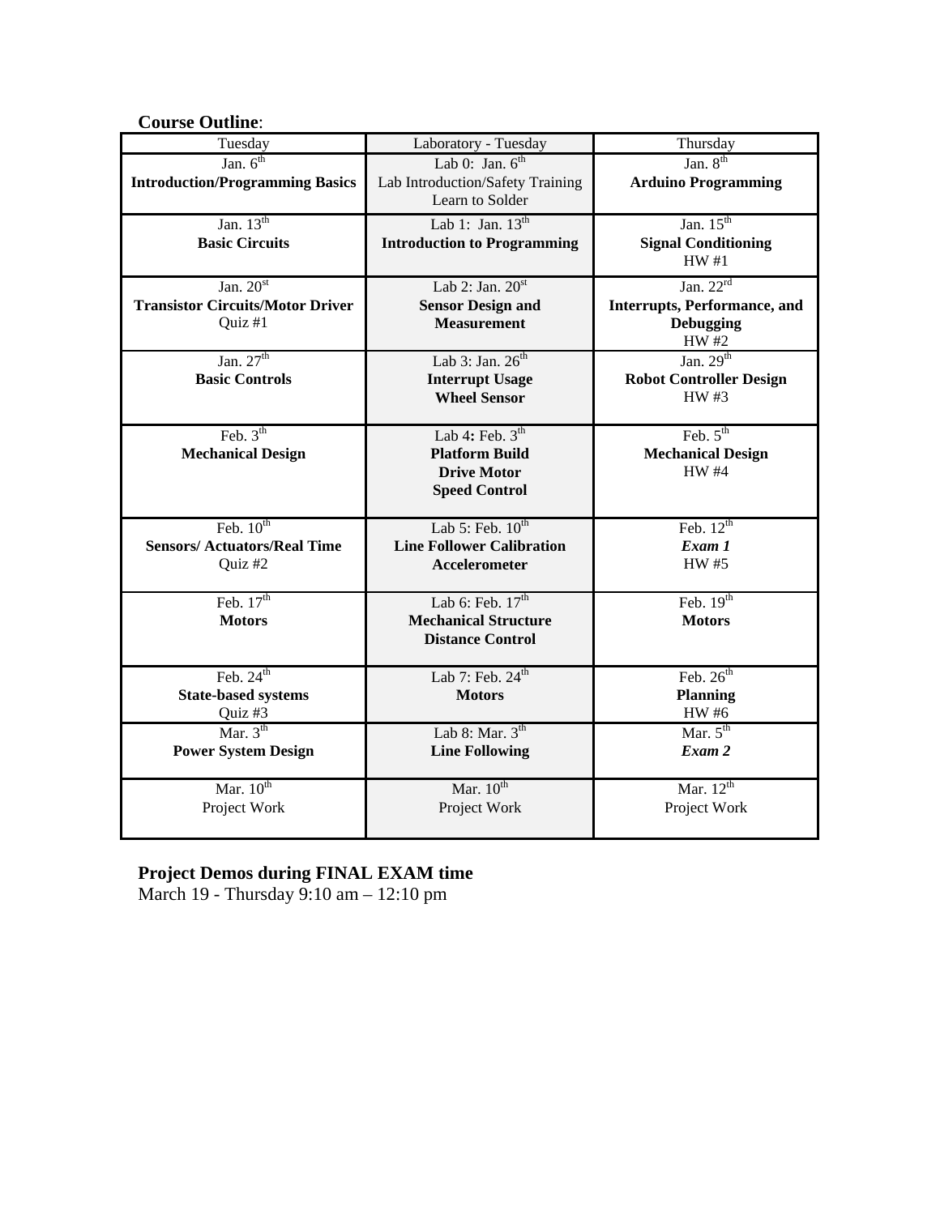**Course Outline**:

| Tuesday | Laboratory - Tuesday | Thursday |
|---|---|---|
| Jan. 6th<br>**Introduction/Programming Basics** | Lab 0: Jan. 6th<br>Lab Introduction/Safety Training<br>Learn to Solder | Jan. 8th<br>**Arduino Programming** |
| Jan. 13th<br>**Basic Circuits** | Lab 1: Jan. 13th<br>**Introduction to Programming** | Jan. 15th<br>**Signal Conditioning**<br>HW #1 |
| Jan. 20st<br>**Transistor Circuits/Motor Driver**<br>Quiz #1 | Lab 2: Jan. 20st<br>**Sensor Design and Measurement** | Jan. 22rd<br>**Interrupts, Performance, and Debugging**<br>HW #2 |
| Jan. 27th<br>**Basic Controls** | Lab 3: Jan. 26th<br>**Interrupt Usage**<br>**Wheel Sensor** | Jan. 29th<br>**Robot Controller Design**<br>HW #3 |
| Feb. 3th<br>**Mechanical Design** | Lab 4**:** Feb. 3th<br>**Platform Build**<br>**Drive Motor**<br>**Speed Control** | Feb. 5th<br>**Mechanical Design**<br>HW #4 |
| Feb. 10th<br>**Sensors/ Actuators/Real Time**<br>Quiz #2 | Lab 5: Feb. 10th<br>**Line Follower Calibration**<br>**Accelerometer** | Feb. 12th<br>***Exam 1***<br>HW #5 |
| Feb. 17th<br>**Motors** | Lab 6: Feb. 17th<br>**Mechanical Structure**<br>**Distance Control** | Feb. 19th<br>**Motors** |
| Feb. 24th<br>**State-based systems**<br>Quiz #3 | Lab 7: Feb. 24th<br>**Motors** | Feb. 26th<br>**Planning**<br>HW #6 |
| Mar. 3th<br>**Power System Design** | Lab 8: Mar. 3th<br>**Line Following** | Mar. 5th<br>***Exam 2*** |
| Mar. 10th<br>Project Work | Mar. 10th<br>Project Work | Mar. 12th<br>Project Work |

**Project Demos during FINAL EXAM time**

March 19 - Thursday 9:10 am – 12:10 pm